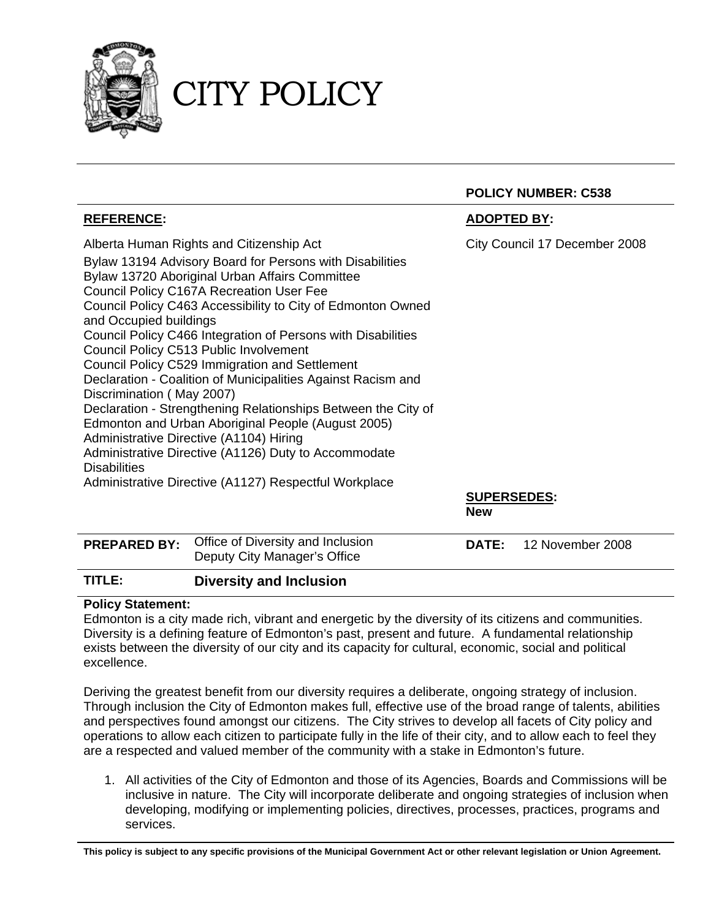# CITY POLICY

**POLICY NUMBER: C538**

**REFERENCE:**

Alberta Human Rights and Citizenship Act
Bylaw 13194 Advisory Board for Persons with Disabilities
Bylaw 13720 Aboriginal Urban Affairs Committee
Council Policy C167A Recreation User Fee
Council Policy C463 Accessibility to City of Edmonton Owned and Occupied buildings
Council Policy C466 Integration of Persons with Disabilities
Council Policy C513 Public Involvement
Council Policy C529 Immigration and Settlement
Declaration - Coalition of Municipalities Against Racism and Discrimination ( May 2007)
Declaration - Strengthening Relationships Between the City of Edmonton and Urban Aboriginal People (August 2005)
Administrative Directive (A1104) Hiring
Administrative Directive (A1126) Duty to Accommodate Disabilities
Administrative Directive (A1127) Respectful Workplace

**ADOPTED BY:**

City Council 17 December 2008

**SUPERSEDES:**
**New**

| **PREPARED BY:** | Office of Diversity and Inclusion<br>Deputy City Manager's Office | **DATE:** | 12 November 2008 |
|---|---|---|---|

| **TITLE:** | **Diversity and Inclusion** |
|---|---|

**Policy Statement:**
Edmonton is a city made rich, vibrant and energetic by the diversity of its citizens and communities. Diversity is a defining feature of Edmonton's past, present and future. A fundamental relationship exists between the diversity of our city and its capacity for cultural, economic, social and political excellence.

Deriving the greatest benefit from our diversity requires a deliberate, ongoing strategy of inclusion. Through inclusion the City of Edmonton makes full, effective use of the broad range of talents, abilities and perspectives found amongst our citizens. The City strives to develop all facets of City policy and operations to allow each citizen to participate fully in the life of their city, and to allow each to feel they are a respected and valued member of the community with a stake in Edmonton's future.

1. All activities of the City of Edmonton and those of its Agencies, Boards and Commissions will be inclusive in nature. The City will incorporate deliberate and ongoing strategies of inclusion when developing, modifying or implementing policies, directives, processes, practices, programs and services.

**This policy is subject to any specific provisions of the Municipal Government Act or other relevant legislation or Union Agreement.**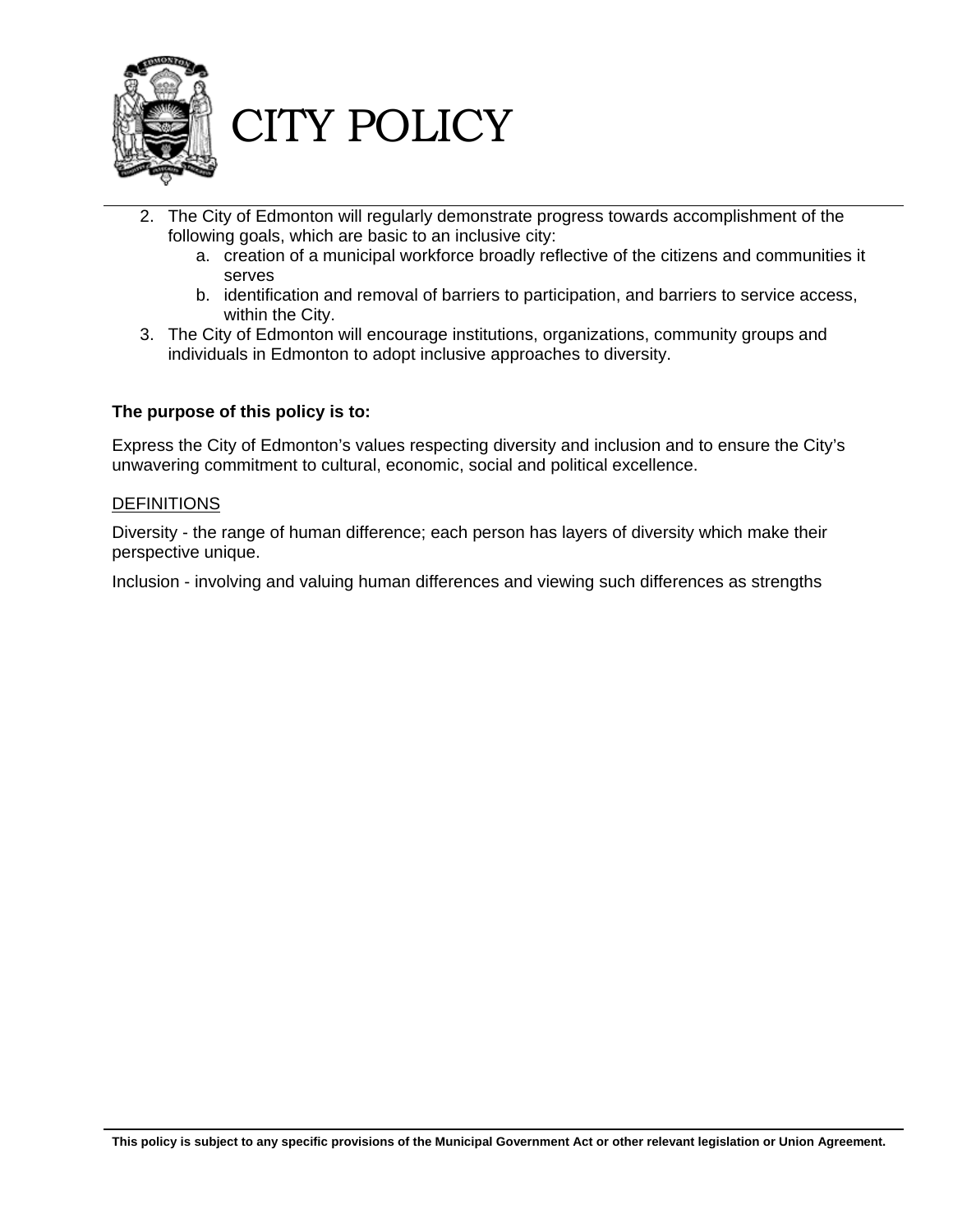2. The City of Edmonton will regularly demonstrate progress towards accomplishment of the following goals, which are basic to an inclusive city:
    a. creation of a municipal workforce broadly reflective of the citizens and communities it serves
    b. identification and removal of barriers to participation, and barriers to service access, within the City.
3. The City of Edmonton will encourage institutions, organizations, community groups and individuals in Edmonton to adopt inclusive approaches to diversity.

**The purpose of this policy is to:**

Express the City of Edmonton's values respecting diversity and inclusion and to ensure the City's unwavering commitment to cultural, economic, social and political excellence.

<u>DEFINITIONS</u>

Diversity - the range of human difference; each person has layers of diversity which make their perspective unique.

Inclusion - involving and valuing human differences and viewing such differences as strengths